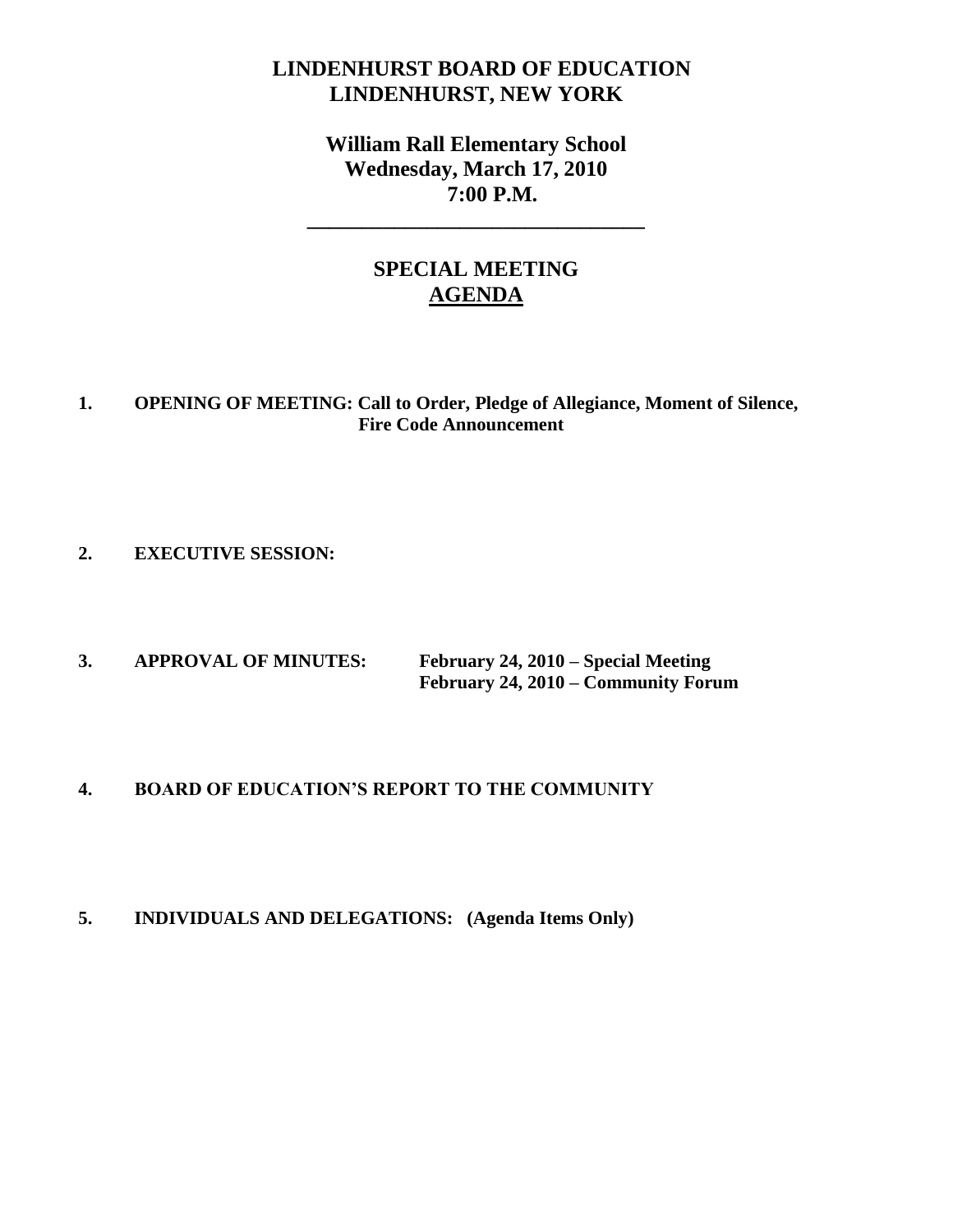# LINDENHURST BOARD OF EDUCATION
# LINDENHURST, NEW YORK

## William Rall Elementary School
## Wednesday, March 17, 2010
## 7:00 P.M.

---

## SPECIAL MEETING
## AGENDA

**1. OPENING OF MEETING: Call to Order, Pledge of Allegiance, Moment of Silence, Fire Code Announcement**

**2. EXECUTIVE SESSION:**

**3. APPROVAL OF MINUTES:** **February 24, 2010 – Special Meeting**
**February 24, 2010 – Community Forum**

**4. BOARD OF EDUCATION'S REPORT TO THE COMMUNITY**

**5. INDIVIDUALS AND DELEGATIONS: (Agenda Items Only)**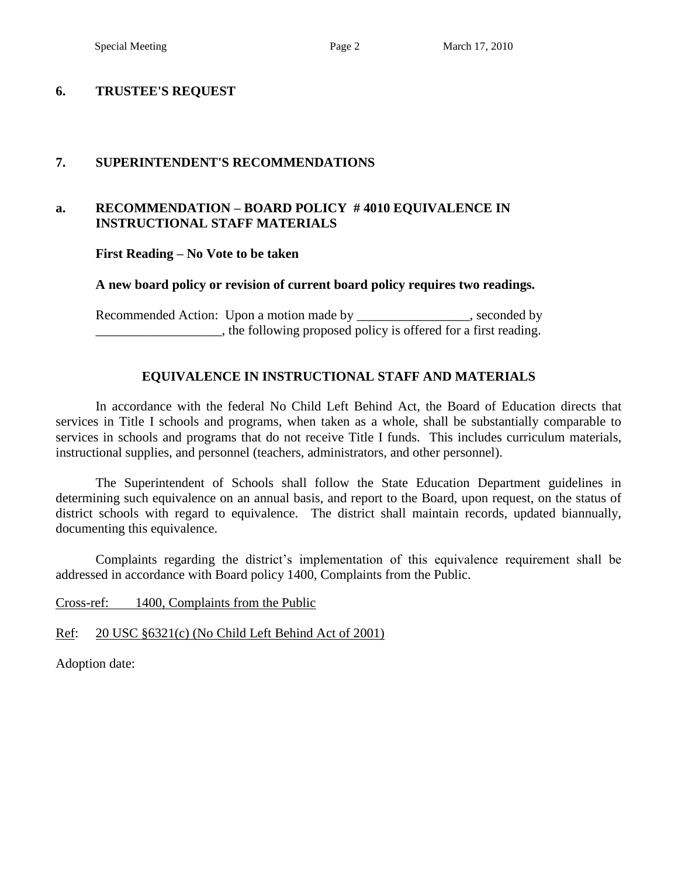## 6. TRUSTEE'S REQUEST

## 7. SUPERINTENDENT'S RECOMMENDATIONS

### a. RECOMMENDATION – BOARD POLICY # 4010 EQUIVALENCE IN INSTRUCTIONAL STAFF MATERIALS

**First Reading – No Vote to be taken**

**A new board policy or revision of current board policy requires two readings.**

Recommended Action: Upon a motion made by _________________, seconded by ___________________, the following proposed policy is offered for a first reading.

**EQUIVALENCE IN INSTRUCTIONAL STAFF AND MATERIALS**

In accordance with the federal No Child Left Behind Act, the Board of Education directs that services in Title I schools and programs, when taken as a whole, shall be substantially comparable to services in schools and programs that do not receive Title I funds. This includes curriculum materials, instructional supplies, and personnel (teachers, administrators, and other personnel).

The Superintendent of Schools shall follow the State Education Department guidelines in determining such equivalence on an annual basis, and report to the Board, upon request, on the status of district schools with regard to equivalence. The district shall maintain records, updated biannually, documenting this equivalence.

Complaints regarding the district's implementation of this equivalence requirement shall be addressed in accordance with Board policy 1400, Complaints from the Public.

Cross-ref: 1400, Complaints from the Public

Ref: 20 USC §6321(c) (No Child Left Behind Act of 2001)

Adoption date: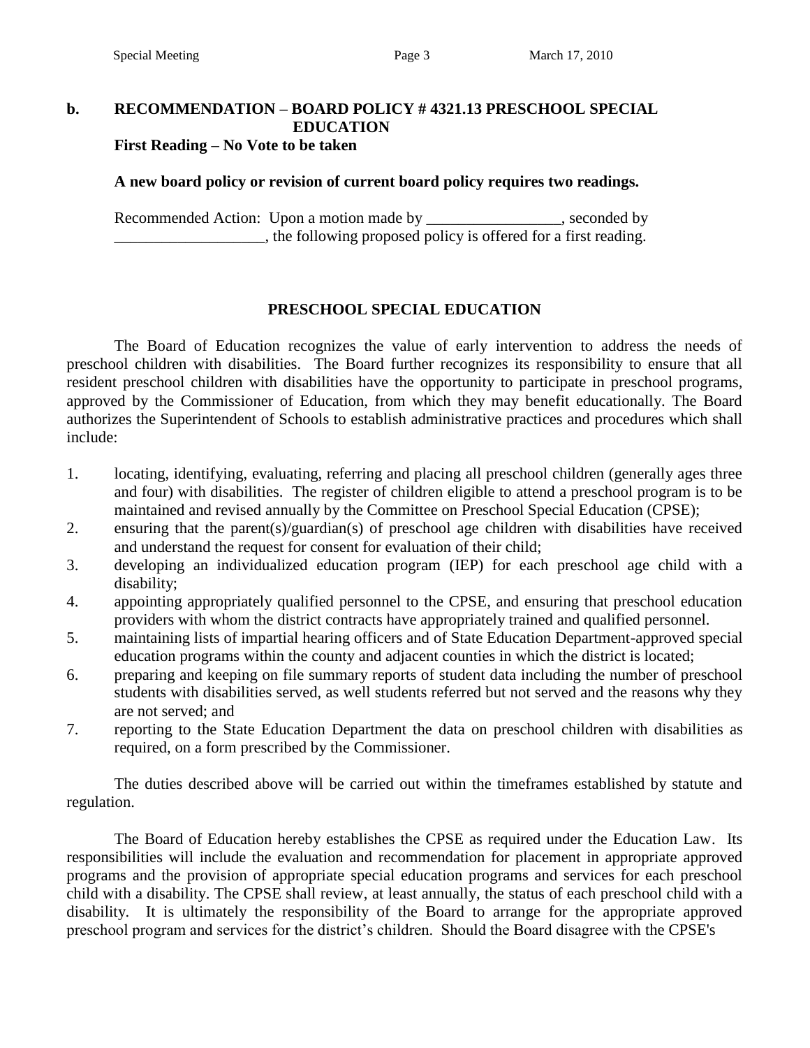**b. RECOMMENDATION – BOARD POLICY # 4321.13 PRESCHOOL SPECIAL EDUCATION**
**First Reading – No Vote to be taken**

**A new board policy or revision of current board policy requires two readings.**

Recommended Action: Upon a motion made by _________________, seconded by ___________________, the following proposed policy is offered for a first reading.

## PRESCHOOL SPECIAL EDUCATION

The Board of Education recognizes the value of early intervention to address the needs of preschool children with disabilities. The Board further recognizes its responsibility to ensure that all resident preschool children with disabilities have the opportunity to participate in preschool programs, approved by the Commissioner of Education, from which they may benefit educationally. The Board authorizes the Superintendent of Schools to establish administrative practices and procedures which shall include:

1. locating, identifying, evaluating, referring and placing all preschool children (generally ages three and four) with disabilities. The register of children eligible to attend a preschool program is to be maintained and revised annually by the Committee on Preschool Special Education (CPSE);
2. ensuring that the parent(s)/guardian(s) of preschool age children with disabilities have received and understand the request for consent for evaluation of their child;
3. developing an individualized education program (IEP) for each preschool age child with a disability;
4. appointing appropriately qualified personnel to the CPSE, and ensuring that preschool education providers with whom the district contracts have appropriately trained and qualified personnel.
5. maintaining lists of impartial hearing officers and of State Education Department-approved special education programs within the county and adjacent counties in which the district is located;
6. preparing and keeping on file summary reports of student data including the number of preschool students with disabilities served, as well students referred but not served and the reasons why they are not served; and
7. reporting to the State Education Department the data on preschool children with disabilities as required, on a form prescribed by the Commissioner.

The duties described above will be carried out within the timeframes established by statute and regulation.

The Board of Education hereby establishes the CPSE as required under the Education Law. Its responsibilities will include the evaluation and recommendation for placement in appropriate approved programs and the provision of appropriate special education programs and services for each preschool child with a disability. The CPSE shall review, at least annually, the status of each preschool child with a disability. It is ultimately the responsibility of the Board to arrange for the appropriate approved preschool program and services for the district's children. Should the Board disagree with the CPSE's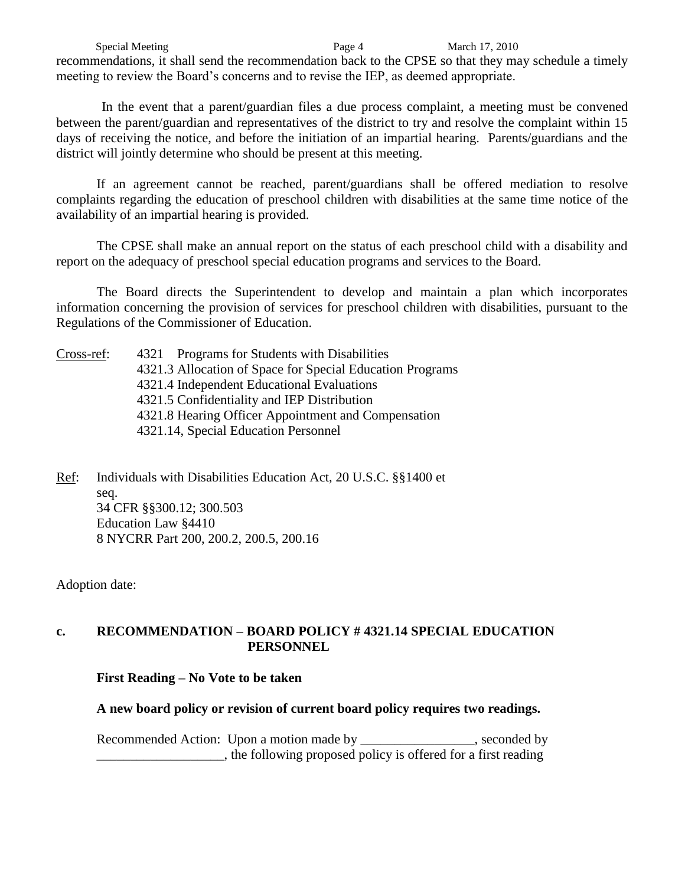recommendations, it shall send the recommendation back to the CPSE so that they may schedule a timely meeting to review the Board's concerns and to revise the IEP, as deemed appropriate.

In the event that a parent/guardian files a due process complaint, a meeting must be convened between the parent/guardian and representatives of the district to try and resolve the complaint within 15 days of receiving the notice, and before the initiation of an impartial hearing. Parents/guardians and the district will jointly determine who should be present at this meeting.

If an agreement cannot be reached, parent/guardians shall be offered mediation to resolve complaints regarding the education of preschool children with disabilities at the same time notice of the availability of an impartial hearing is provided.

The CPSE shall make an annual report on the status of each preschool child with a disability and report on the adequacy of preschool special education programs and services to the Board.

The Board directs the Superintendent to develop and maintain a plan which incorporates information concerning the provision of services for preschool children with disabilities, pursuant to the Regulations of the Commissioner of Education.

Cross-ref:
- 4321 Programs for Students with Disabilities
- 4321.3 Allocation of Space for Special Education Programs
- 4321.4 Independent Educational Evaluations
- 4321.5 Confidentiality and IEP Distribution
- 4321.8 Hearing Officer Appointment and Compensation
- 4321.14, Special Education Personnel

Ref:
- Individuals with Disabilities Education Act, 20 U.S.C. §§1400 et seq.
- 34 CFR §§300.12; 300.503
- Education Law §4410
- 8 NYCRR Part 200, 200.2, 200.5, 200.16

Adoption date:

### c. RECOMMENDATION – BOARD POLICY # 4321.14 SPECIAL EDUCATION PERSONNEL

**First Reading – No Vote to be taken**

**A new board policy or revision of current board policy requires two readings.**

Recommended Action: Upon a motion made by _________________, seconded by ___________________, the following proposed policy is offered for a first reading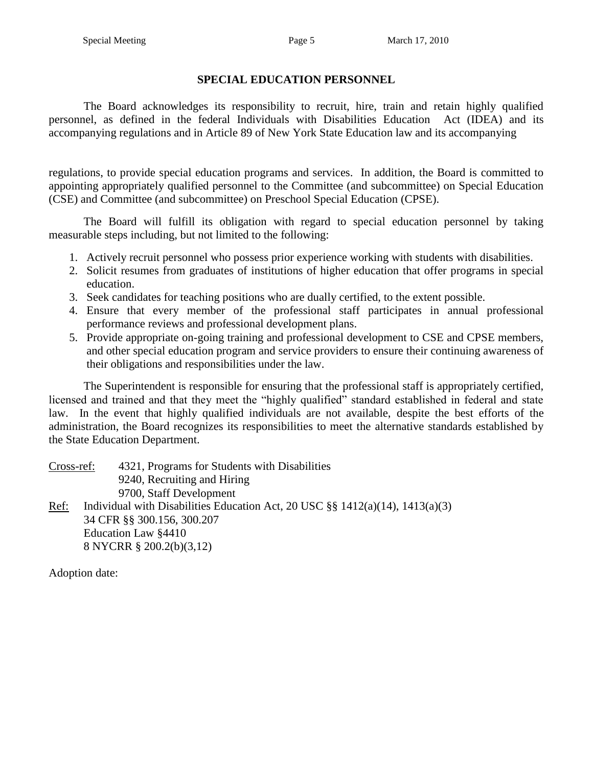## SPECIAL EDUCATION PERSONNEL

The Board acknowledges its responsibility to recruit, hire, train and retain highly qualified personnel, as defined in the federal Individuals with Disabilities Education Act (IDEA) and its accompanying regulations and in Article 89 of New York State Education law and its accompanying regulations, to provide special education programs and services. In addition, the Board is committed to appointing appropriately qualified personnel to the Committee (and subcommittee) on Special Education (CSE) and Committee (and subcommittee) on Preschool Special Education (CPSE).

The Board will fulfill its obligation with regard to special education personnel by taking measurable steps including, but not limited to the following:

1. Actively recruit personnel who possess prior experience working with students with disabilities.
2. Solicit resumes from graduates of institutions of higher education that offer programs in special education.
3. Seek candidates for teaching positions who are dually certified, to the extent possible.
4. Ensure that every member of the professional staff participates in annual professional performance reviews and professional development plans.
5. Provide appropriate on-going training and professional development to CSE and CPSE members, and other special education program and service providers to ensure their continuing awareness of their obligations and responsibilities under the law.

The Superintendent is responsible for ensuring that the professional staff is appropriately certified, licensed and trained and that they meet the "highly qualified" standard established in federal and state law. In the event that highly qualified individuals are not available, despite the best efforts of the administration, the Board recognizes its responsibilities to meet the alternative standards established by the State Education Department.

Cross-ref: 4321, Programs for Students with Disabilities
9240, Recruiting and Hiring
9700, Staff Development

Ref: Individual with Disabilities Education Act, 20 USC §§ 1412(a)(14), 1413(a)(3)
34 CFR §§ 300.156, 300.207
Education Law §4410
8 NYCRR § 200.2(b)(3,12)

Adoption date: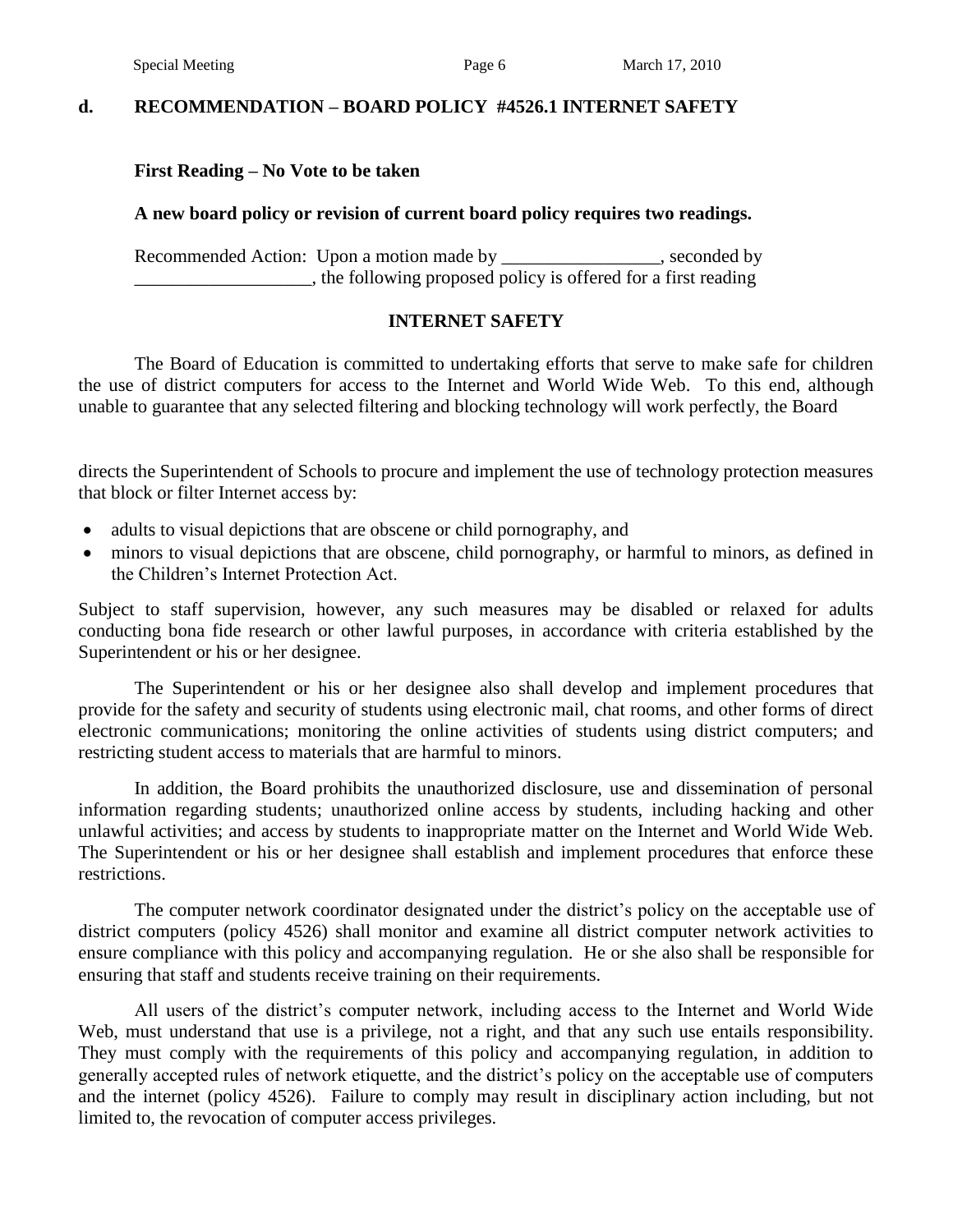## d. RECOMMENDATION – BOARD POLICY #4526.1 INTERNET SAFETY

**First Reading – No Vote to be taken**

**A new board policy or revision of current board policy requires two readings.**

Recommended Action: Upon a motion made by _________________, seconded by ___________________, the following proposed policy is offered for a first reading

### INTERNET SAFETY

The Board of Education is committed to undertaking efforts that serve to make safe for children the use of district computers for access to the Internet and World Wide Web. To this end, although unable to guarantee that any selected filtering and blocking technology will work perfectly, the Board directs the Superintendent of Schools to procure and implement the use of technology protection measures that block or filter Internet access by:

- adults to visual depictions that are obscene or child pornography, and
- minors to visual depictions that are obscene, child pornography, or harmful to minors, as defined in the Children's Internet Protection Act.

Subject to staff supervision, however, any such measures may be disabled or relaxed for adults conducting bona fide research or other lawful purposes, in accordance with criteria established by the Superintendent or his or her designee.

The Superintendent or his or her designee also shall develop and implement procedures that provide for the safety and security of students using electronic mail, chat rooms, and other forms of direct electronic communications; monitoring the online activities of students using district computers; and restricting student access to materials that are harmful to minors.

In addition, the Board prohibits the unauthorized disclosure, use and dissemination of personal information regarding students; unauthorized online access by students, including hacking and other unlawful activities; and access by students to inappropriate matter on the Internet and World Wide Web. The Superintendent or his or her designee shall establish and implement procedures that enforce these restrictions.

The computer network coordinator designated under the district's policy on the acceptable use of district computers (policy 4526) shall monitor and examine all district computer network activities to ensure compliance with this policy and accompanying regulation. He or she also shall be responsible for ensuring that staff and students receive training on their requirements.

All users of the district's computer network, including access to the Internet and World Wide Web, must understand that use is a privilege, not a right, and that any such use entails responsibility. They must comply with the requirements of this policy and accompanying regulation, in addition to generally accepted rules of network etiquette, and the district's policy on the acceptable use of computers and the internet (policy 4526). Failure to comply may result in disciplinary action including, but not limited to, the revocation of computer access privileges.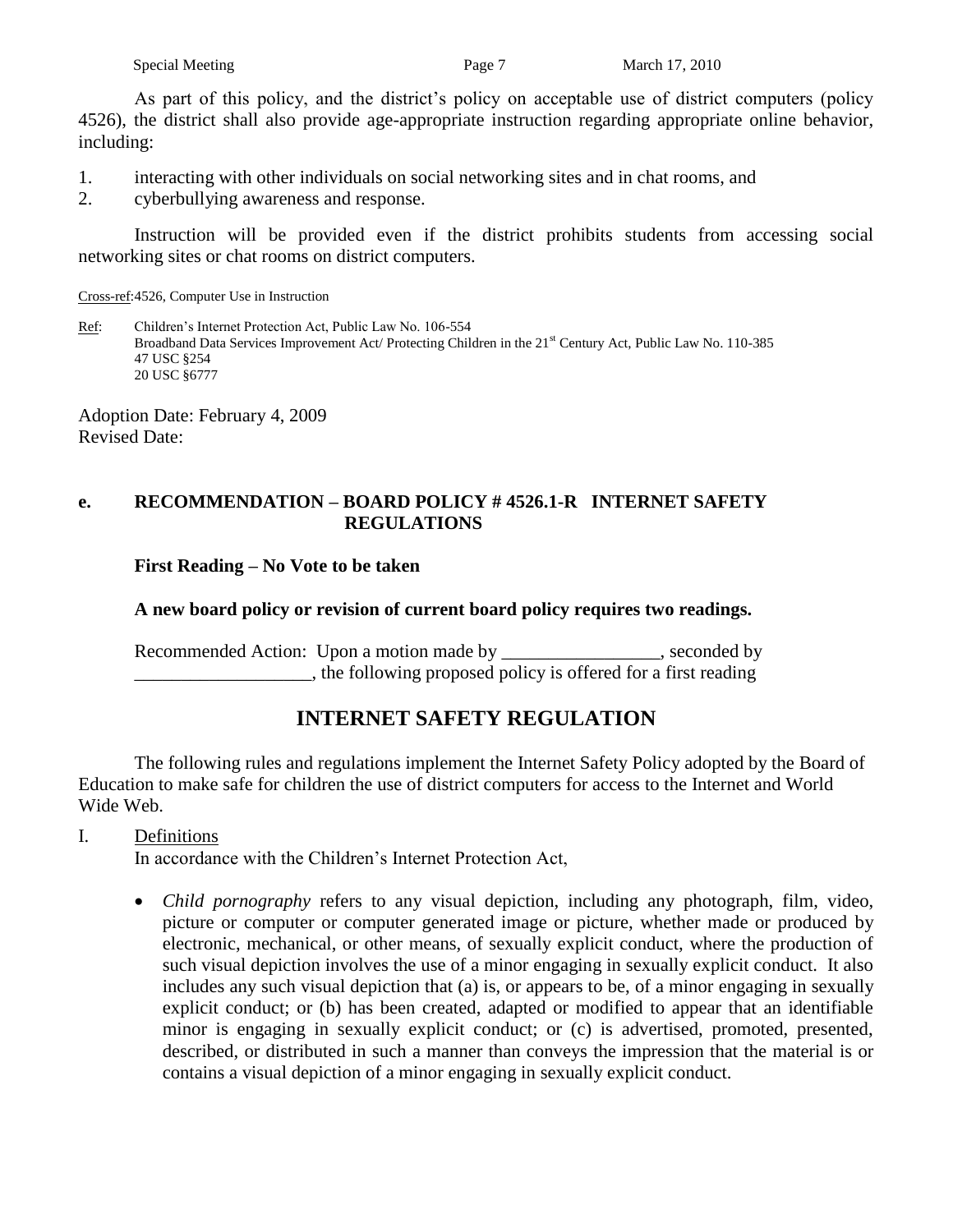As part of this policy, and the district's policy on acceptable use of district computers (policy 4526), the district shall also provide age-appropriate instruction regarding appropriate online behavior, including:

1. interacting with other individuals on social networking sites and in chat rooms, and
2. cyberbullying awareness and response.

Instruction will be provided even if the district prohibits students from accessing social networking sites or chat rooms on district computers.

Cross-ref: 4526, Computer Use in Instruction

Ref: Children's Internet Protection Act, Public Law No. 106-554
Broadband Data Services Improvement Act/ Protecting Children in the 21st Century Act, Public Law No. 110-385
47 USC §254
20 USC §6777

Adoption Date: February 4, 2009
Revised Date:

**e. RECOMMENDATION – BOARD POLICY # 4526.1-R INTERNET SAFETY REGULATIONS**

**First Reading – No Vote to be taken**

**A new board policy or revision of current board policy requires two readings.**

Recommended Action: Upon a motion made by _________________, seconded by ___________________, the following proposed policy is offered for a first reading

## INTERNET SAFETY REGULATION

The following rules and regulations implement the Internet Safety Policy adopted by the Board of Education to make safe for children the use of district computers for access to the Internet and World Wide Web.

I. Definitions

In accordance with the Children's Internet Protection Act,

- *Child pornography* refers to any visual depiction, including any photograph, film, video, picture or computer or computer generated image or picture, whether made or produced by electronic, mechanical, or other means, of sexually explicit conduct, where the production of such visual depiction involves the use of a minor engaging in sexually explicit conduct. It also includes any such visual depiction that (a) is, or appears to be, of a minor engaging in sexually explicit conduct; or (b) has been created, adapted or modified to appear that an identifiable minor is engaging in sexually explicit conduct; or (c) is advertised, promoted, presented, described, or distributed in such a manner than conveys the impression that the material is or contains a visual depiction of a minor engaging in sexually explicit conduct.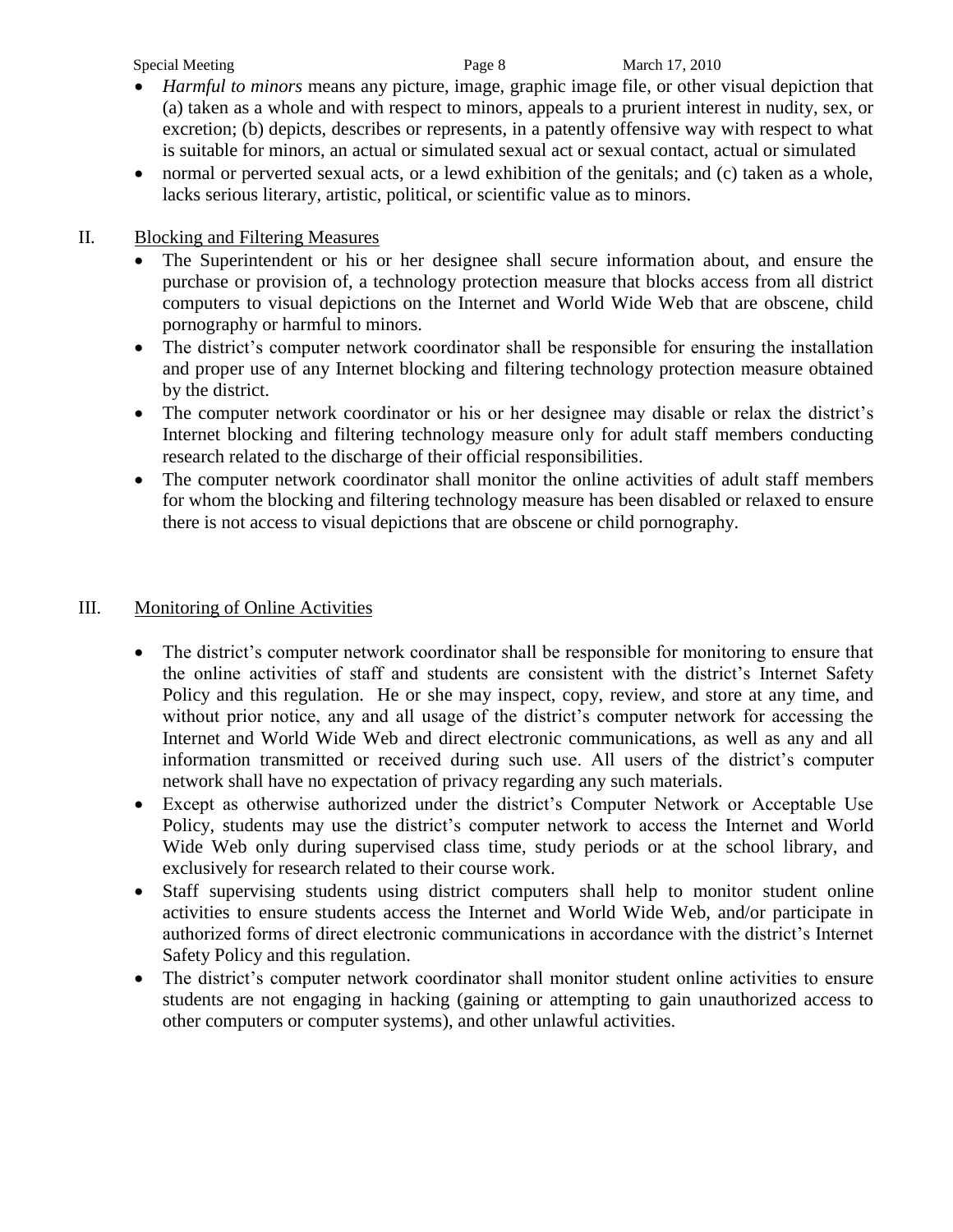- *Harmful to minors* means any picture, image, graphic image file, or other visual depiction that (a) taken as a whole and with respect to minors, appeals to a prurient interest in nudity, sex, or excretion; (b) depicts, describes or represents, in a patently offensive way with respect to what is suitable for minors, an actual or simulated sexual act or sexual contact, actual or simulated
- normal or perverted sexual acts, or a lewd exhibition of the genitals; and (c) taken as a whole, lacks serious literary, artistic, political, or scientific value as to minors.

II. Blocking and Filtering Measures

- The Superintendent or his or her designee shall secure information about, and ensure the purchase or provision of, a technology protection measure that blocks access from all district computers to visual depictions on the Internet and World Wide Web that are obscene, child pornography or harmful to minors.
- The district's computer network coordinator shall be responsible for ensuring the installation and proper use of any Internet blocking and filtering technology protection measure obtained by the district.
- The computer network coordinator or his or her designee may disable or relax the district's Internet blocking and filtering technology measure only for adult staff members conducting research related to the discharge of their official responsibilities.
- The computer network coordinator shall monitor the online activities of adult staff members for whom the blocking and filtering technology measure has been disabled or relaxed to ensure there is not access to visual depictions that are obscene or child pornography.

III. Monitoring of Online Activities

- The district's computer network coordinator shall be responsible for monitoring to ensure that the online activities of staff and students are consistent with the district's Internet Safety Policy and this regulation. He or she may inspect, copy, review, and store at any time, and without prior notice, any and all usage of the district's computer network for accessing the Internet and World Wide Web and direct electronic communications, as well as any and all information transmitted or received during such use. All users of the district's computer network shall have no expectation of privacy regarding any such materials.
- Except as otherwise authorized under the district's Computer Network or Acceptable Use Policy, students may use the district's computer network to access the Internet and World Wide Web only during supervised class time, study periods or at the school library, and exclusively for research related to their course work.
- Staff supervising students using district computers shall help to monitor student online activities to ensure students access the Internet and World Wide Web, and/or participate in authorized forms of direct electronic communications in accordance with the district's Internet Safety Policy and this regulation.
- The district's computer network coordinator shall monitor student online activities to ensure students are not engaging in hacking (gaining or attempting to gain unauthorized access to other computers or computer systems), and other unlawful activities.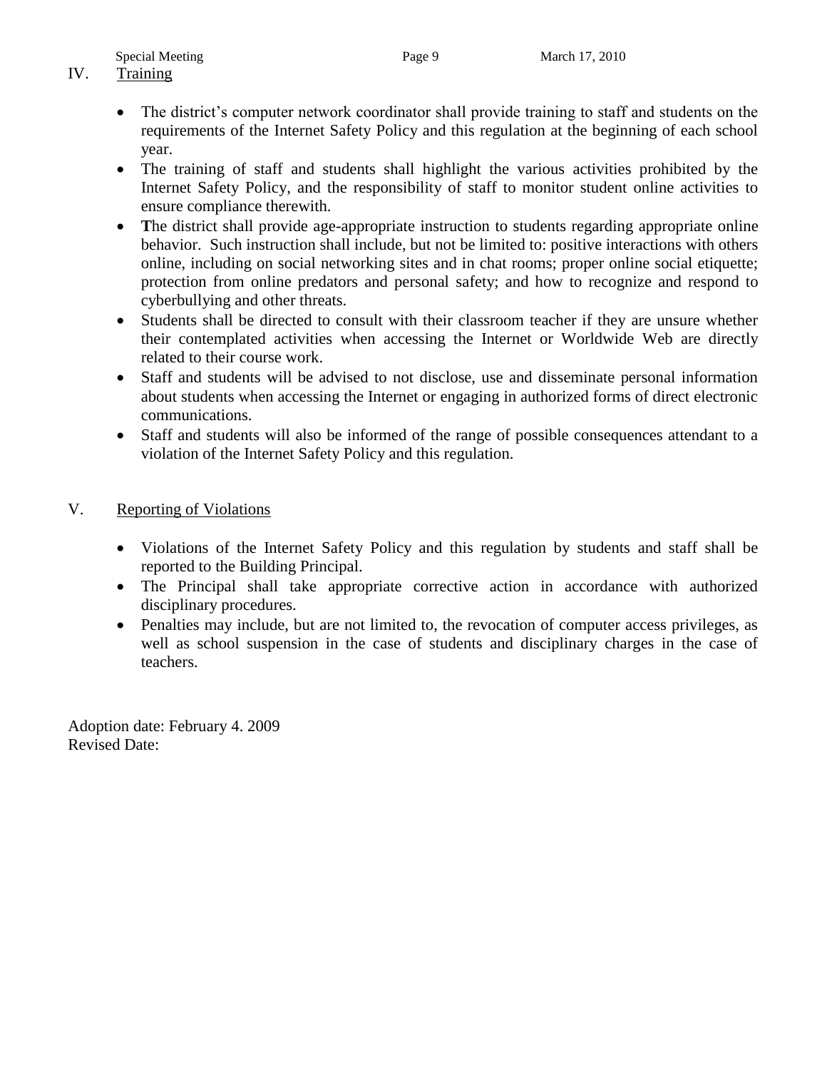## IV. Training

- The district's computer network coordinator shall provide training to staff and students on the requirements of the Internet Safety Policy and this regulation at the beginning of each school year.
- The training of staff and students shall highlight the various activities prohibited by the Internet Safety Policy, and the responsibility of staff to monitor student online activities to ensure compliance therewith.
- **T**he district shall provide age-appropriate instruction to students regarding appropriate online behavior. Such instruction shall include, but not be limited to: positive interactions with others online, including on social networking sites and in chat rooms; proper online social etiquette; protection from online predators and personal safety; and how to recognize and respond to cyberbullying and other threats.
- Students shall be directed to consult with their classroom teacher if they are unsure whether their contemplated activities when accessing the Internet or Worldwide Web are directly related to their course work.
- Staff and students will be advised to not disclose, use and disseminate personal information about students when accessing the Internet or engaging in authorized forms of direct electronic communications.
- Staff and students will also be informed of the range of possible consequences attendant to a violation of the Internet Safety Policy and this regulation.

## V. Reporting of Violations

- Violations of the Internet Safety Policy and this regulation by students and staff shall be reported to the Building Principal.
- The Principal shall take appropriate corrective action in accordance with authorized disciplinary procedures.
- Penalties may include, but are not limited to, the revocation of computer access privileges, as well as school suspension in the case of students and disciplinary charges in the case of teachers.

Adoption date: February 4. 2009
Revised Date: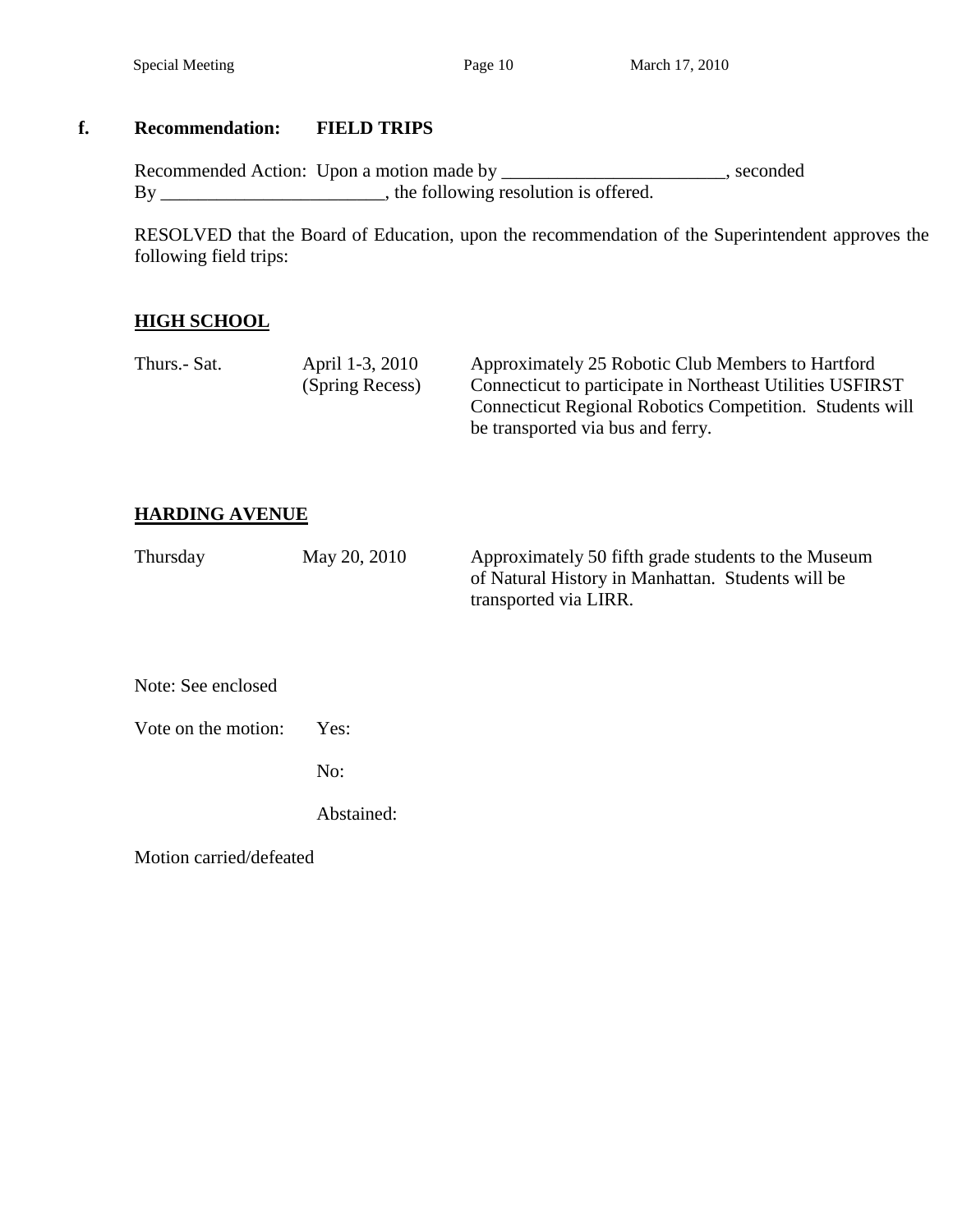**f. Recommendation: FIELD TRIPS**

Recommended Action: Upon a motion made by ________________________, seconded By ________________________, the following resolution is offered.

RESOLVED that the Board of Education, upon the recommendation of the Superintendent approves the following field trips:

**HIGH SCHOOL**

| | | |
|---|---|---|
| Thurs.- Sat. | April 1-3, 2010 (Spring Recess) | Approximately 25 Robotic Club Members to Hartford Connecticut to participate in Northeast Utilities USFIRST Connecticut Regional Robotics Competition. Students will be transported via bus and ferry. |

**HARDING AVENUE**

| | | |
|---|---|---|
| Thursday | May 20, 2010 | Approximately 50 fifth grade students to the Museum of Natural History in Manhattan. Students will be transported via LIRR. |

Note: See enclosed

Vote on the motion: Yes:

No:

Abstained:

Motion carried/defeated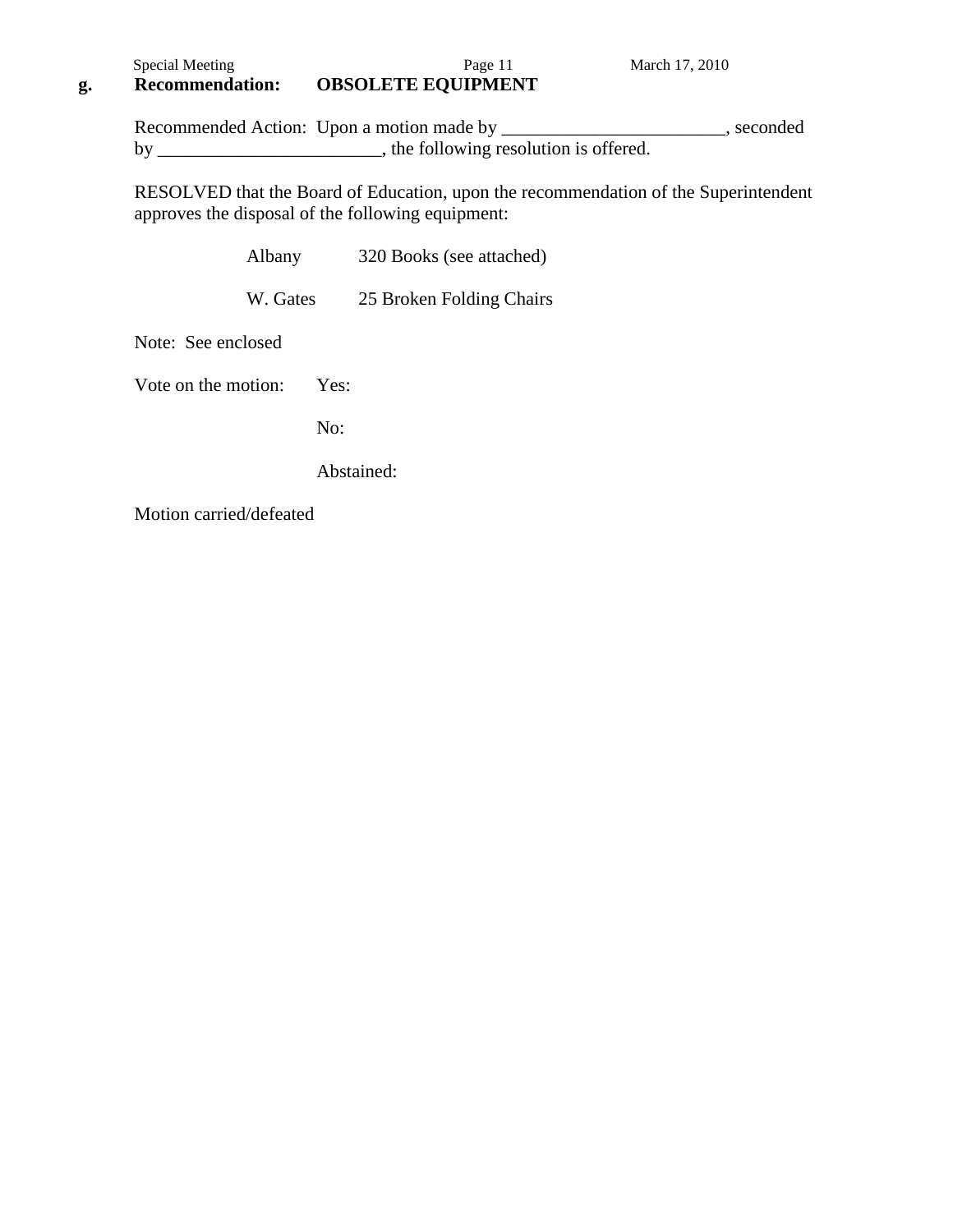## g. Recommendation: OBSOLETE EQUIPMENT

Recommended Action: Upon a motion made by ________________________, seconded by ________________________, the following resolution is offered.

RESOLVED that the Board of Education, upon the recommendation of the Superintendent approves the disposal of the following equipment:

| | |
|---|---|
| Albany | 320 Books (see attached) |
| W. Gates | 25 Broken Folding Chairs |

Note: See enclosed

Vote on the motion: Yes:

No:

Abstained:

Motion carried/defeated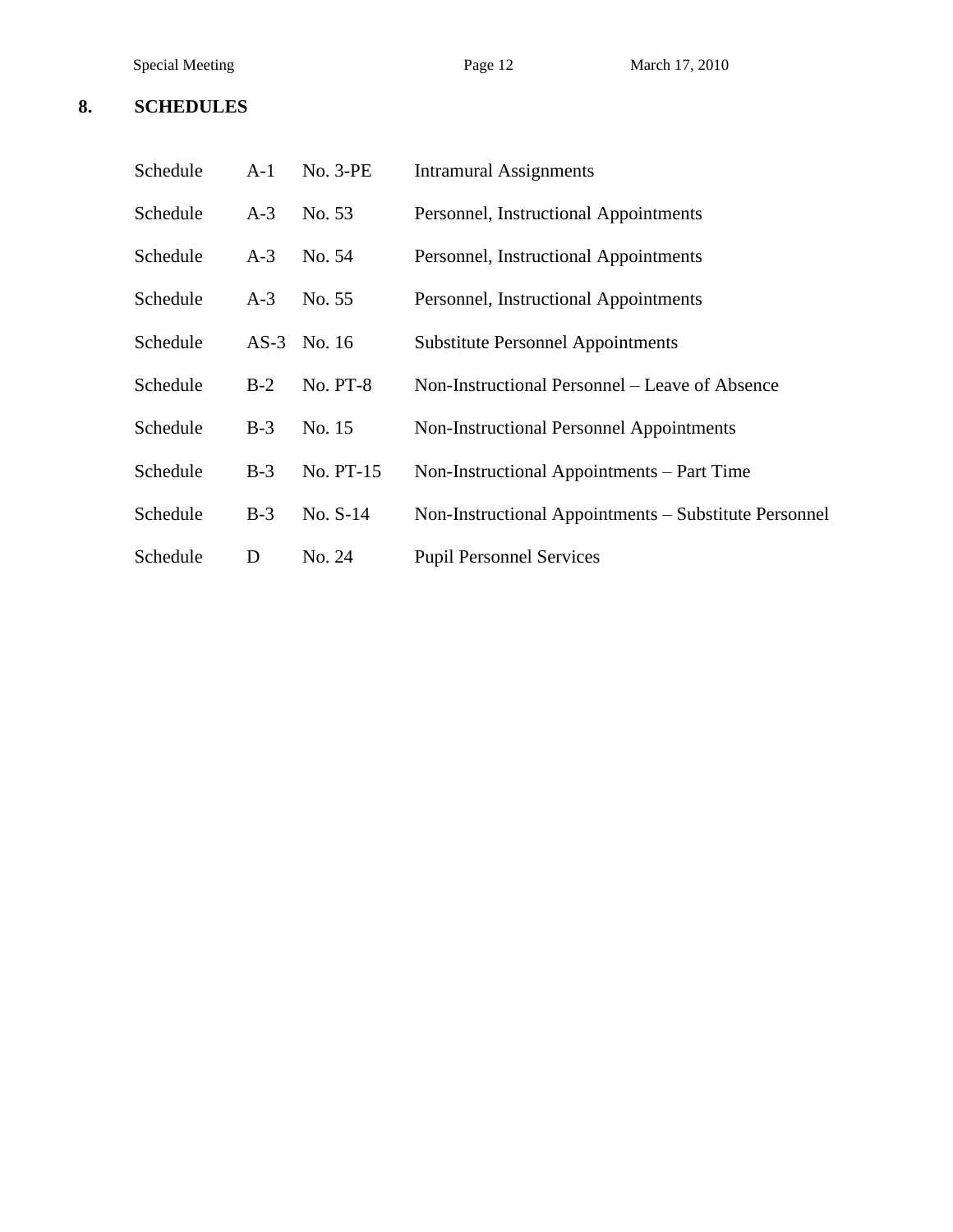## 8. SCHEDULES

| | | | |
|---|---|---|---|
| Schedule | A-1 | No. 3-PE | Intramural Assignments |
| Schedule | A-3 | No. 53 | Personnel, Instructional Appointments |
| Schedule | A-3 | No. 54 | Personnel, Instructional Appointments |
| Schedule | A-3 | No. 55 | Personnel, Instructional Appointments |
| Schedule | AS-3 | No. 16 | Substitute Personnel Appointments |
| Schedule | B-2 | No. PT-8 | Non-Instructional Personnel – Leave of Absence |
| Schedule | B-3 | No. 15 | Non-Instructional Personnel Appointments |
| Schedule | B-3 | No. PT-15 | Non-Instructional Appointments – Part Time |
| Schedule | B-3 | No. S-14 | Non-Instructional Appointments – Substitute Personnel |
| Schedule | D | No. 24 | Pupil Personnel Services |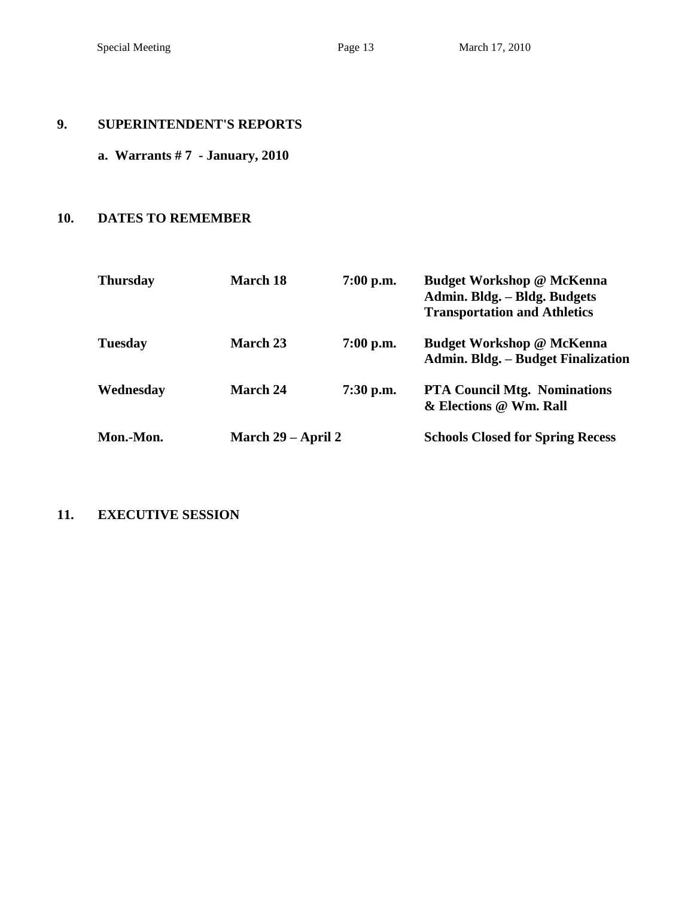## 9. SUPERINTENDENT'S REPORTS

**a. Warrants # 7 - January, 2010**

## 10. DATES TO REMEMBER

| | | | |
|---|---|---|---|
| **Thursday** | **March 18** | **7:00 p.m.** | **Budget Workshop @ McKenna Admin. Bldg. – Bldg. Budgets Transportation and Athletics** |
| **Tuesday** | **March 23** | **7:00 p.m.** | **Budget Workshop @ McKenna Admin. Bldg. – Budget Finalization** |
| **Wednesday** | **March 24** | **7:30 p.m.** | **PTA Council Mtg. Nominations & Elections @ Wm. Rall** |
| **Mon.-Mon.** | **March 29 – April 2** | | **Schools Closed for Spring Recess** |

## 11. EXECUTIVE SESSION